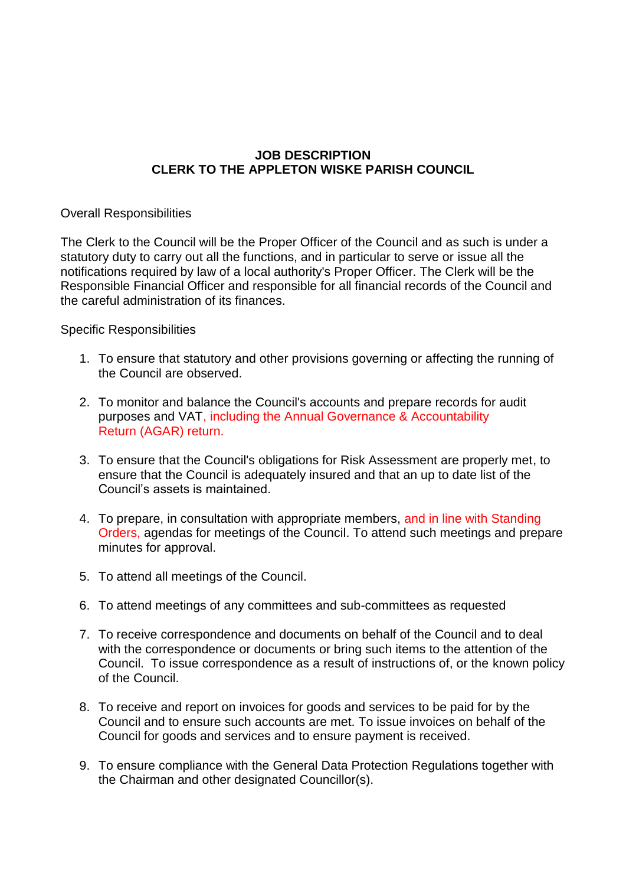**JOB DESCRIPTION**
**CLERK TO THE APPLETON WISKE PARISH COUNCIL**

Overall Responsibilities

The Clerk to the Council will be the Proper Officer of the Council and as such is under a statutory duty to carry out all the functions, and in particular to serve or issue all the notifications required by law of a local authority's Proper Officer. The Clerk will be the Responsible Financial Officer and responsible for all financial records of the Council and the careful administration of its finances.

Specific Responsibilities

1. To ensure that statutory and other provisions governing or affecting the running of the Council are observed.

2. To monitor and balance the Council's accounts and prepare records for audit purposes and VAT, including the Annual Governance & Accountability Return (AGAR) return.

3. To ensure that the Council's obligations for Risk Assessment are properly met, to ensure that the Council is adequately insured and that an up to date list of the Council's assets is maintained.

4. To prepare, in consultation with appropriate members, and in line with Standing Orders, agendas for meetings of the Council. To attend such meetings and prepare minutes for approval.

5. To attend all meetings of the Council.

6. To attend meetings of any committees and sub-committees as requested

7. To receive correspondence and documents on behalf of the Council and to deal with the correspondence or documents or bring such items to the attention of the Council. To issue correspondence as a result of instructions of, or the known policy of the Council.

8. To receive and report on invoices for goods and services to be paid for by the Council and to ensure such accounts are met. To issue invoices on behalf of the Council for goods and services and to ensure payment is received.

9. To ensure compliance with the General Data Protection Regulations together with the Chairman and other designated Councillor(s).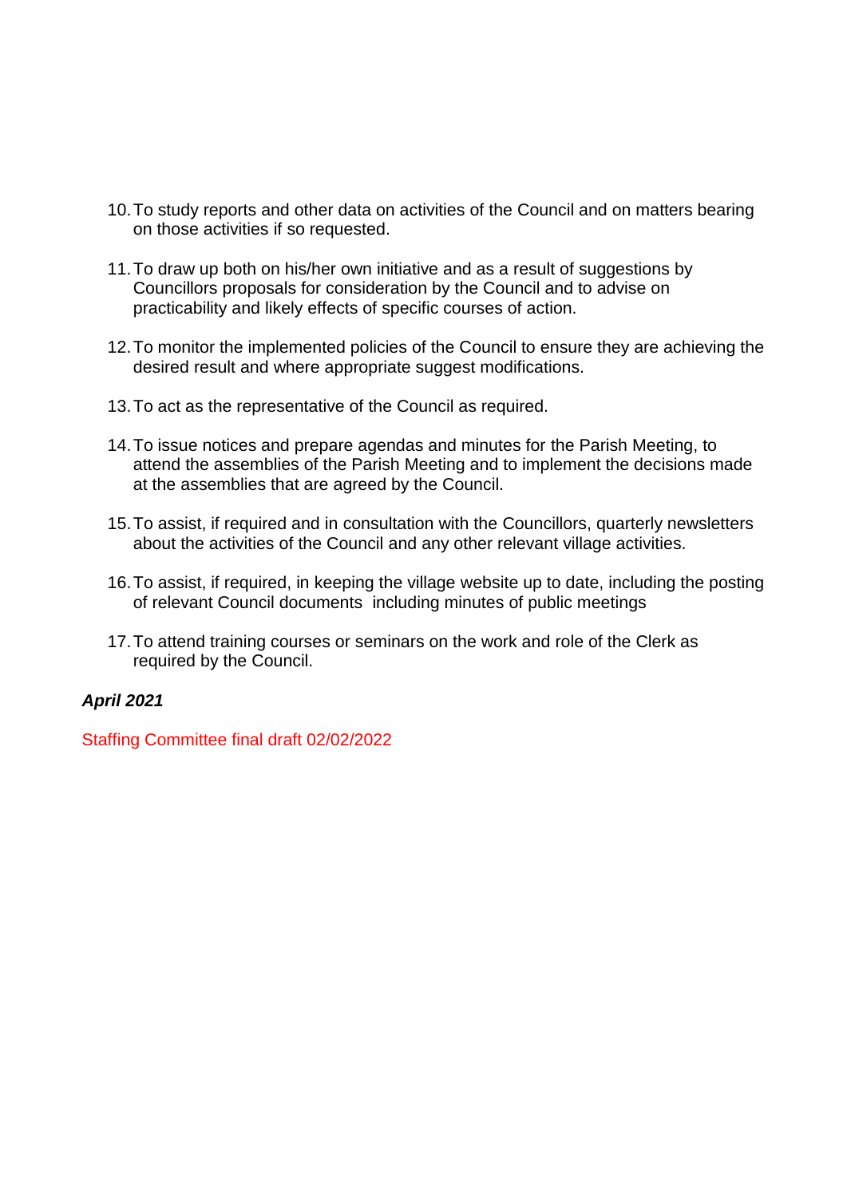10. To study reports and other data on activities of the Council and on matters bearing on those activities if so requested.

11. To draw up both on his/her own initiative and as a result of suggestions by Councillors proposals for consideration by the Council and to advise on practicability and likely effects of specific courses of action.

12. To monitor the implemented policies of the Council to ensure they are achieving the desired result and where appropriate suggest modifications.

13. To act as the representative of the Council as required.

14. To issue notices and prepare agendas and minutes for the Parish Meeting, to attend the assemblies of the Parish Meeting and to implement the decisions made at the assemblies that are agreed by the Council.

15. To assist, if required and in consultation with the Councillors, quarterly newsletters about the activities of the Council and any other relevant village activities.

16. To assist, if required, in keeping the village website up to date, including the posting of relevant Council documents including minutes of public meetings

17. To attend training courses or seminars on the work and role of the Clerk as required by the Council.

***April 2021***

Staffing Committee final draft 02/02/2022